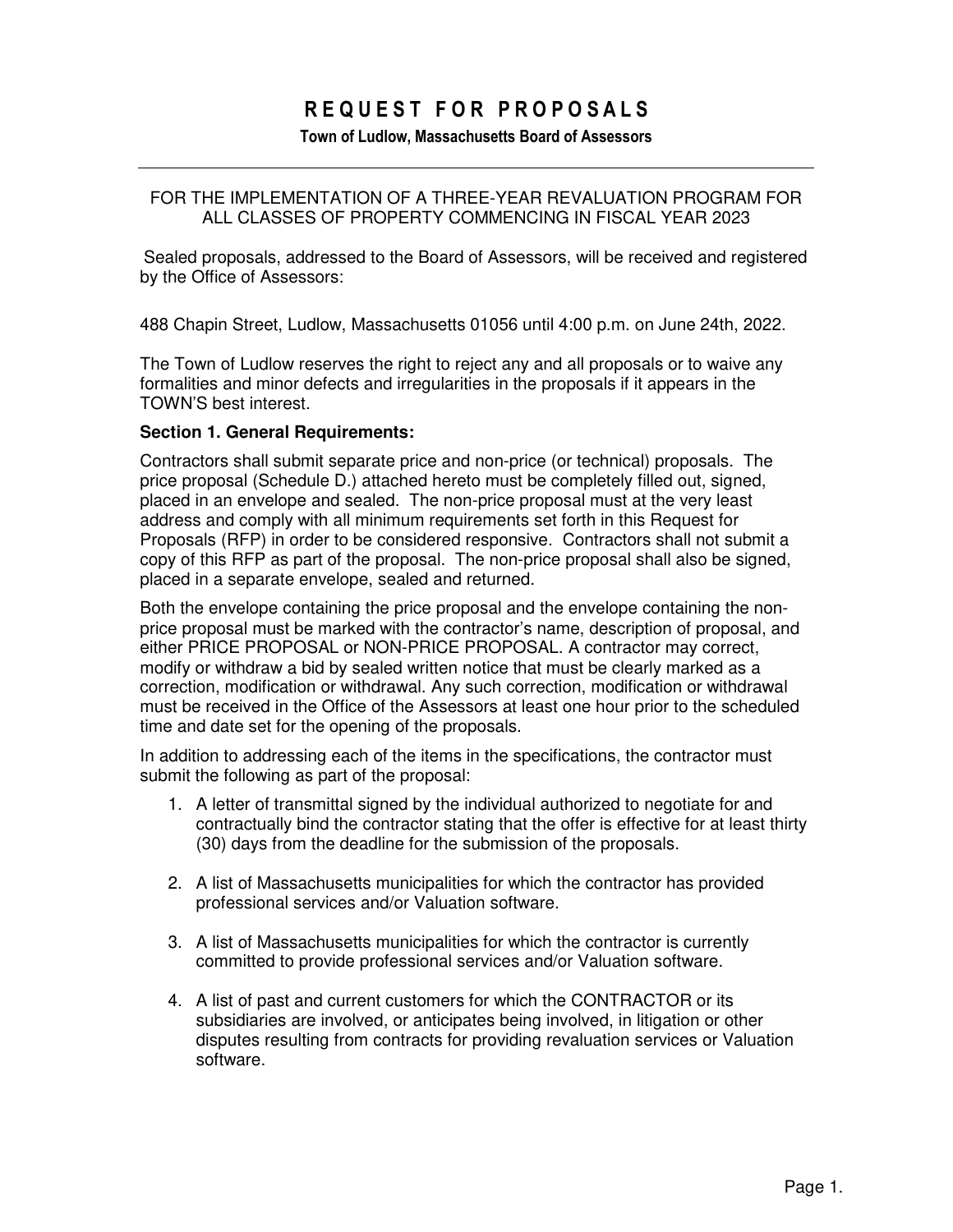# R E Q U E S T F O R P R O P O S A L S

**Town of Ludlow, Massachusetts Board of Assessors**

---

FOR THE IMPLEMENTATION OF A THREE-YEAR REVALUATION PROGRAM FOR ALL CLASSES OF PROPERTY COMMENCING IN FISCAL YEAR 2023

Sealed proposals, addressed to the Board of Assessors, will be received and registered by the Office of Assessors:

488 Chapin Street, Ludlow, Massachusetts 01056 until 4:00 p.m. on June 24th, 2022.

The Town of Ludlow reserves the right to reject any and all proposals or to waive any formalities and minor defects and irregularities in the proposals if it appears in the TOWN'S best interest.

**Section 1. General Requirements:**

Contractors shall submit separate price and non-price (or technical) proposals. The price proposal (Schedule D.) attached hereto must be completely filled out, signed, placed in an envelope and sealed. The non-price proposal must at the very least address and comply with all minimum requirements set forth in this Request for Proposals (RFP) in order to be considered responsive. Contractors shall not submit a copy of this RFP as part of the proposal. The non-price proposal shall also be signed, placed in a separate envelope, sealed and returned.

Both the envelope containing the price proposal and the envelope containing the non-price proposal must be marked with the contractor's name, description of proposal, and either PRICE PROPOSAL or NON-PRICE PROPOSAL. A contractor may correct, modify or withdraw a bid by sealed written notice that must be clearly marked as a correction, modification or withdrawal. Any such correction, modification or withdrawal must be received in the Office of the Assessors at least one hour prior to the scheduled time and date set for the opening of the proposals.

In addition to addressing each of the items in the specifications, the contractor must submit the following as part of the proposal:

1. A letter of transmittal signed by the individual authorized to negotiate for and contractually bind the contractor stating that the offer is effective for at least thirty (30) days from the deadline for the submission of the proposals.

2. A list of Massachusetts municipalities for which the contractor has provided professional services and/or Valuation software.

3. A list of Massachusetts municipalities for which the contractor is currently committed to provide professional services and/or Valuation software.

4. A list of past and current customers for which the CONTRACTOR or its subsidiaries are involved, or anticipates being involved, in litigation or other disputes resulting from contracts for providing revaluation services or Valuation software.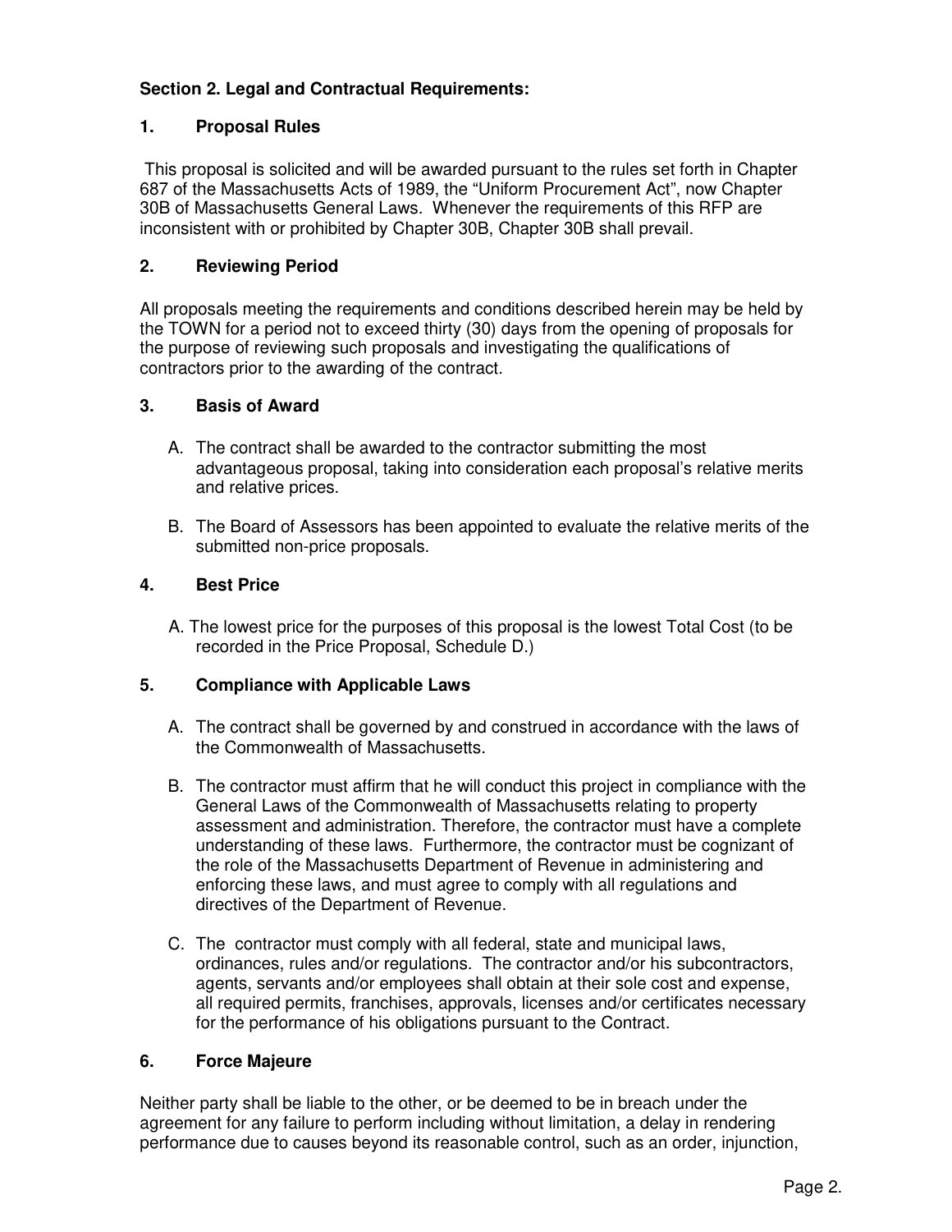## Section 2. Legal and Contractual Requirements:

### 1. Proposal Rules

This proposal is solicited and will be awarded pursuant to the rules set forth in Chapter 687 of the Massachusetts Acts of 1989, the "Uniform Procurement Act", now Chapter 30B of Massachusetts General Laws. Whenever the requirements of this RFP are inconsistent with or prohibited by Chapter 30B, Chapter 30B shall prevail.

### 2. Reviewing Period

All proposals meeting the requirements and conditions described herein may be held by the TOWN for a period not to exceed thirty (30) days from the opening of proposals for the purpose of reviewing such proposals and investigating the qualifications of contractors prior to the awarding of the contract.

### 3. Basis of Award

A. The contract shall be awarded to the contractor submitting the most advantageous proposal, taking into consideration each proposal's relative merits and relative prices.

B. The Board of Assessors has been appointed to evaluate the relative merits of the submitted non-price proposals.

### 4. Best Price

A. The lowest price for the purposes of this proposal is the lowest Total Cost (to be recorded in the Price Proposal, Schedule D.)

### 5. Compliance with Applicable Laws

A. The contract shall be governed by and construed in accordance with the laws of the Commonwealth of Massachusetts.

B. The contractor must affirm that he will conduct this project in compliance with the General Laws of the Commonwealth of Massachusetts relating to property assessment and administration. Therefore, the contractor must have a complete understanding of these laws. Furthermore, the contractor must be cognizant of the role of the Massachusetts Department of Revenue in administering and enforcing these laws, and must agree to comply with all regulations and directives of the Department of Revenue.

C. The contractor must comply with all federal, state and municipal laws, ordinances, rules and/or regulations. The contractor and/or his subcontractors, agents, servants and/or employees shall obtain at their sole cost and expense, all required permits, franchises, approvals, licenses and/or certificates necessary for the performance of his obligations pursuant to the Contract.

### 6. Force Majeure

Neither party shall be liable to the other, or be deemed to be in breach under the agreement for any failure to perform including without limitation, a delay in rendering performance due to causes beyond its reasonable control, such as an order, injunction,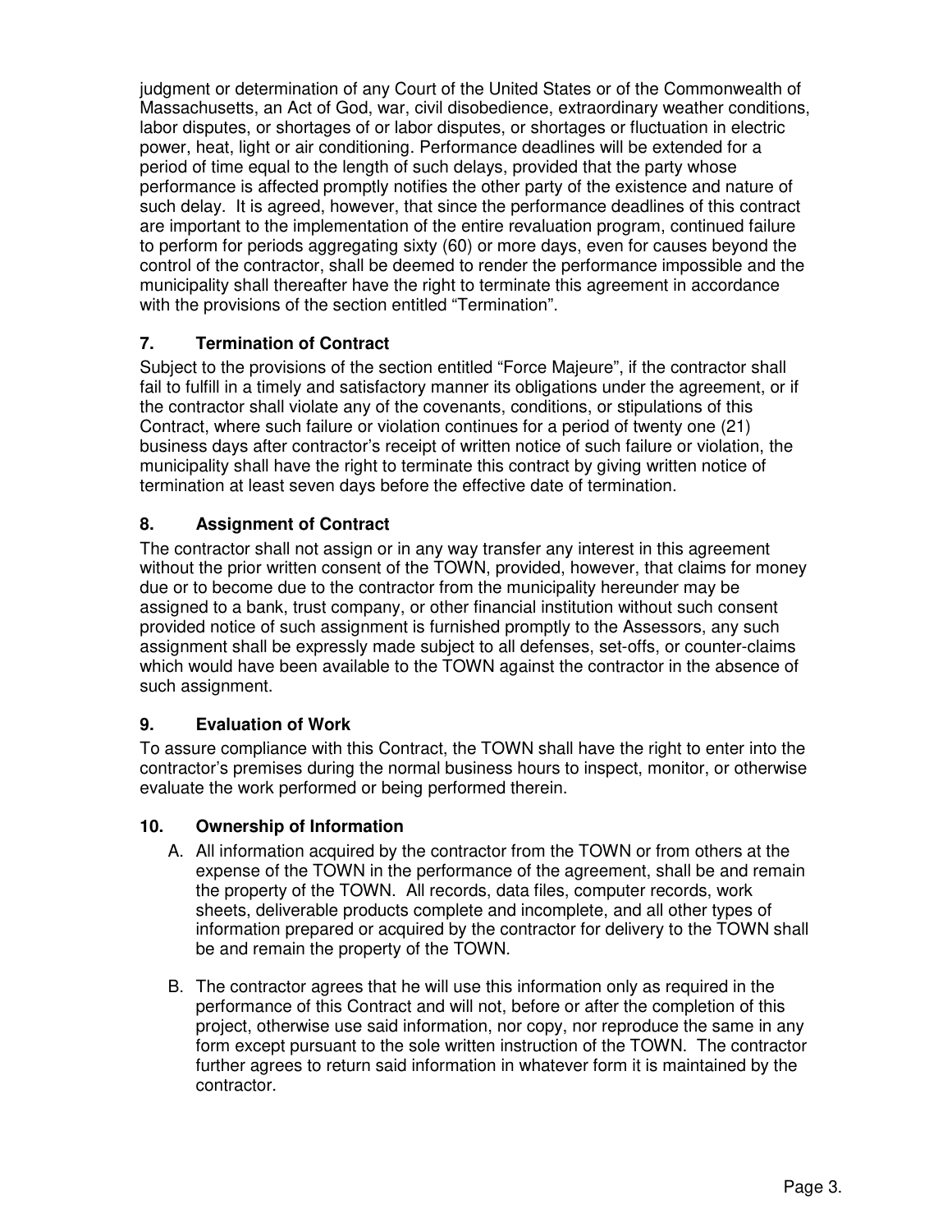judgment or determination of any Court of the United States or of the Commonwealth of Massachusetts, an Act of God, war, civil disobedience, extraordinary weather conditions, labor disputes, or shortages of or labor disputes, or shortages or fluctuation in electric power, heat, light or air conditioning. Performance deadlines will be extended for a period of time equal to the length of such delays, provided that the party whose performance is affected promptly notifies the other party of the existence and nature of such delay. It is agreed, however, that since the performance deadlines of this contract are important to the implementation of the entire revaluation program, continued failure to perform for periods aggregating sixty (60) or more days, even for causes beyond the control of the contractor, shall be deemed to render the performance impossible and the municipality shall thereafter have the right to terminate this agreement in accordance with the provisions of the section entitled “Termination”.

### 7. Termination of Contract

Subject to the provisions of the section entitled “Force Majeure”, if the contractor shall fail to fulfill in a timely and satisfactory manner its obligations under the agreement, or if the contractor shall violate any of the covenants, conditions, or stipulations of this Contract, where such failure or violation continues for a period of twenty one (21) business days after contractor’s receipt of written notice of such failure or violation, the municipality shall have the right to terminate this contract by giving written notice of termination at least seven days before the effective date of termination.

### 8. Assignment of Contract

The contractor shall not assign or in any way transfer any interest in this agreement without the prior written consent of the TOWN, provided, however, that claims for money due or to become due to the contractor from the municipality hereunder may be assigned to a bank, trust company, or other financial institution without such consent provided notice of such assignment is furnished promptly to the Assessors, any such assignment shall be expressly made subject to all defenses, set-offs, or counter-claims which would have been available to the TOWN against the contractor in the absence of such assignment.

### 9. Evaluation of Work

To assure compliance with this Contract, the TOWN shall have the right to enter into the contractor’s premises during the normal business hours to inspect, monitor, or otherwise evaluate the work performed or being performed therein.

### 10. Ownership of Information

A. All information acquired by the contractor from the TOWN or from others at the expense of the TOWN in the performance of the agreement, shall be and remain the property of the TOWN. All records, data files, computer records, work sheets, deliverable products complete and incomplete, and all other types of information prepared or acquired by the contractor for delivery to the TOWN shall be and remain the property of the TOWN.

B. The contractor agrees that he will use this information only as required in the performance of this Contract and will not, before or after the completion of this project, otherwise use said information, nor copy, nor reproduce the same in any form except pursuant to the sole written instruction of the TOWN. The contractor further agrees to return said information in whatever form it is maintained by the contractor.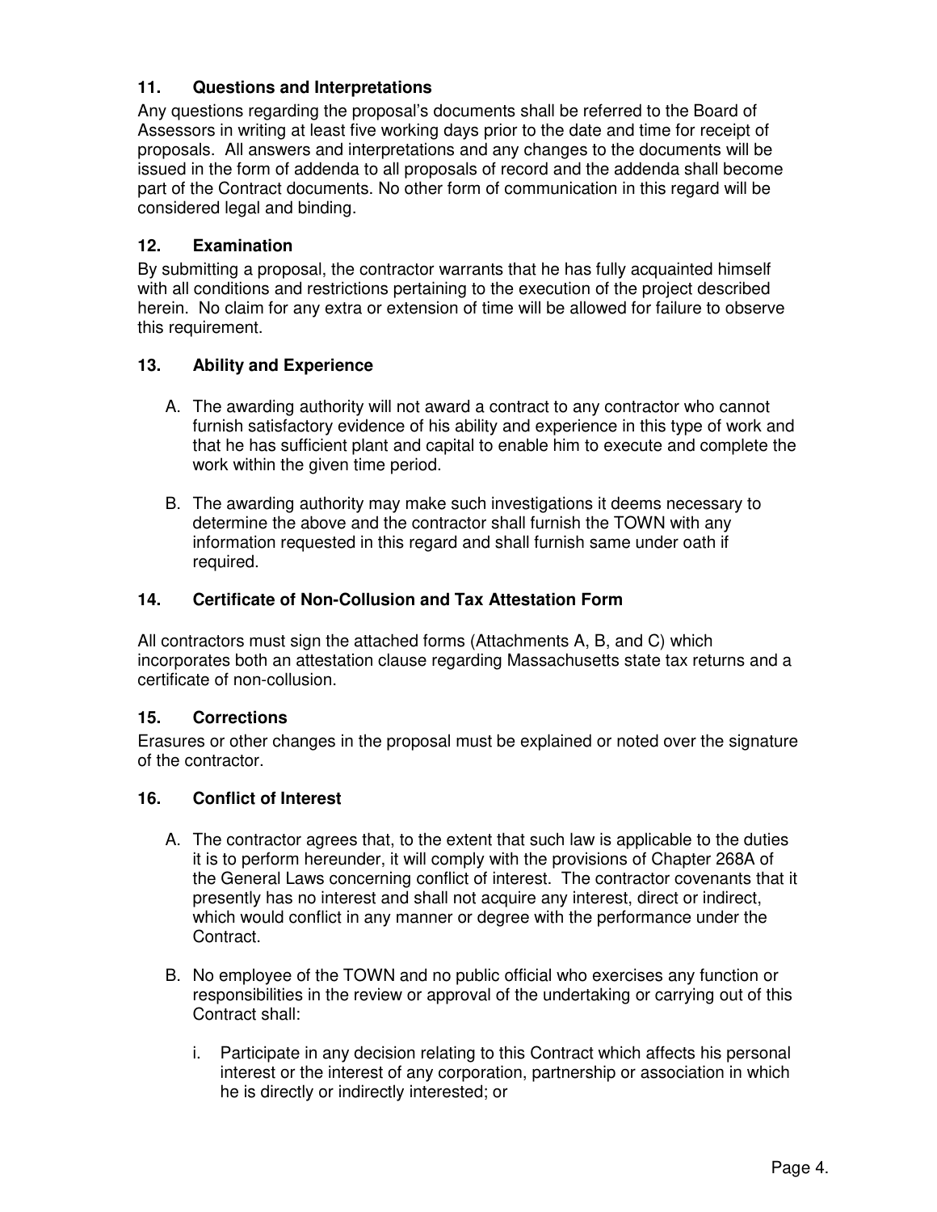### 11. Questions and Interpretations

Any questions regarding the proposal's documents shall be referred to the Board of Assessors in writing at least five working days prior to the date and time for receipt of proposals. All answers and interpretations and any changes to the documents will be issued in the form of addenda to all proposals of record and the addenda shall become part of the Contract documents. No other form of communication in this regard will be considered legal and binding.

### 12. Examination

By submitting a proposal, the contractor warrants that he has fully acquainted himself with all conditions and restrictions pertaining to the execution of the project described herein. No claim for any extra or extension of time will be allowed for failure to observe this requirement.

### 13. Ability and Experience

A. The awarding authority will not award a contract to any contractor who cannot furnish satisfactory evidence of his ability and experience in this type of work and that he has sufficient plant and capital to enable him to execute and complete the work within the given time period.

B. The awarding authority may make such investigations it deems necessary to determine the above and the contractor shall furnish the TOWN with any information requested in this regard and shall furnish same under oath if required.

### 14. Certificate of Non-Collusion and Tax Attestation Form

All contractors must sign the attached forms (Attachments A, B, and C) which incorporates both an attestation clause regarding Massachusetts state tax returns and a certificate of non-collusion.

### 15. Corrections

Erasures or other changes in the proposal must be explained or noted over the signature of the contractor.

### 16. Conflict of Interest

A. The contractor agrees that, to the extent that such law is applicable to the duties it is to perform hereunder, it will comply with the provisions of Chapter 268A of the General Laws concerning conflict of interest. The contractor covenants that it presently has no interest and shall not acquire any interest, direct or indirect, which would conflict in any manner or degree with the performance under the Contract.

B. No employee of the TOWN and no public official who exercises any function or responsibilities in the review or approval of the undertaking or carrying out of this Contract shall:

   i. Participate in any decision relating to this Contract which affects his personal interest or the interest of any corporation, partnership or association in which he is directly or indirectly interested; or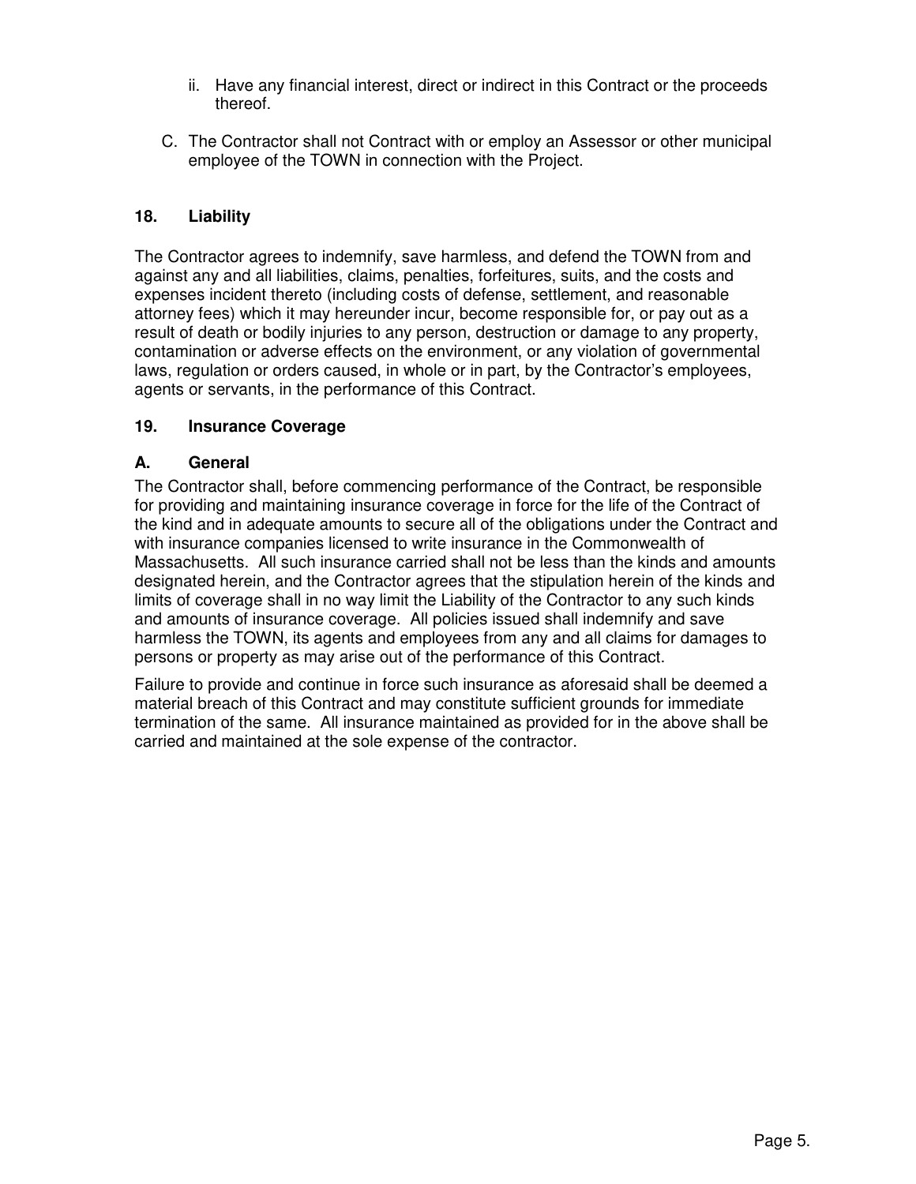ii. Have any financial interest, direct or indirect in this Contract or the proceeds thereof.

C. The Contractor shall not Contract with or employ an Assessor or other municipal employee of the TOWN in connection with the Project.

## 18. Liability

The Contractor agrees to indemnify, save harmless, and defend the TOWN from and against any and all liabilities, claims, penalties, forfeitures, suits, and the costs and expenses incident thereto (including costs of defense, settlement, and reasonable attorney fees) which it may hereunder incur, become responsible for, or pay out as a result of death or bodily injuries to any person, destruction or damage to any property, contamination or adverse effects on the environment, or any violation of governmental laws, regulation or orders caused, in whole or in part, by the Contractor's employees, agents or servants, in the performance of this Contract.

## 19. Insurance Coverage

### A. General

The Contractor shall, before commencing performance of the Contract, be responsible for providing and maintaining insurance coverage in force for the life of the Contract of the kind and in adequate amounts to secure all of the obligations under the Contract and with insurance companies licensed to write insurance in the Commonwealth of Massachusetts. All such insurance carried shall not be less than the kinds and amounts designated herein, and the Contractor agrees that the stipulation herein of the kinds and limits of coverage shall in no way limit the Liability of the Contractor to any such kinds and amounts of insurance coverage. All policies issued shall indemnify and save harmless the TOWN, its agents and employees from any and all claims for damages to persons or property as may arise out of the performance of this Contract.

Failure to provide and continue in force such insurance as aforesaid shall be deemed a material breach of this Contract and may constitute sufficient grounds for immediate termination of the same. All insurance maintained as provided for in the above shall be carried and maintained at the sole expense of the contractor.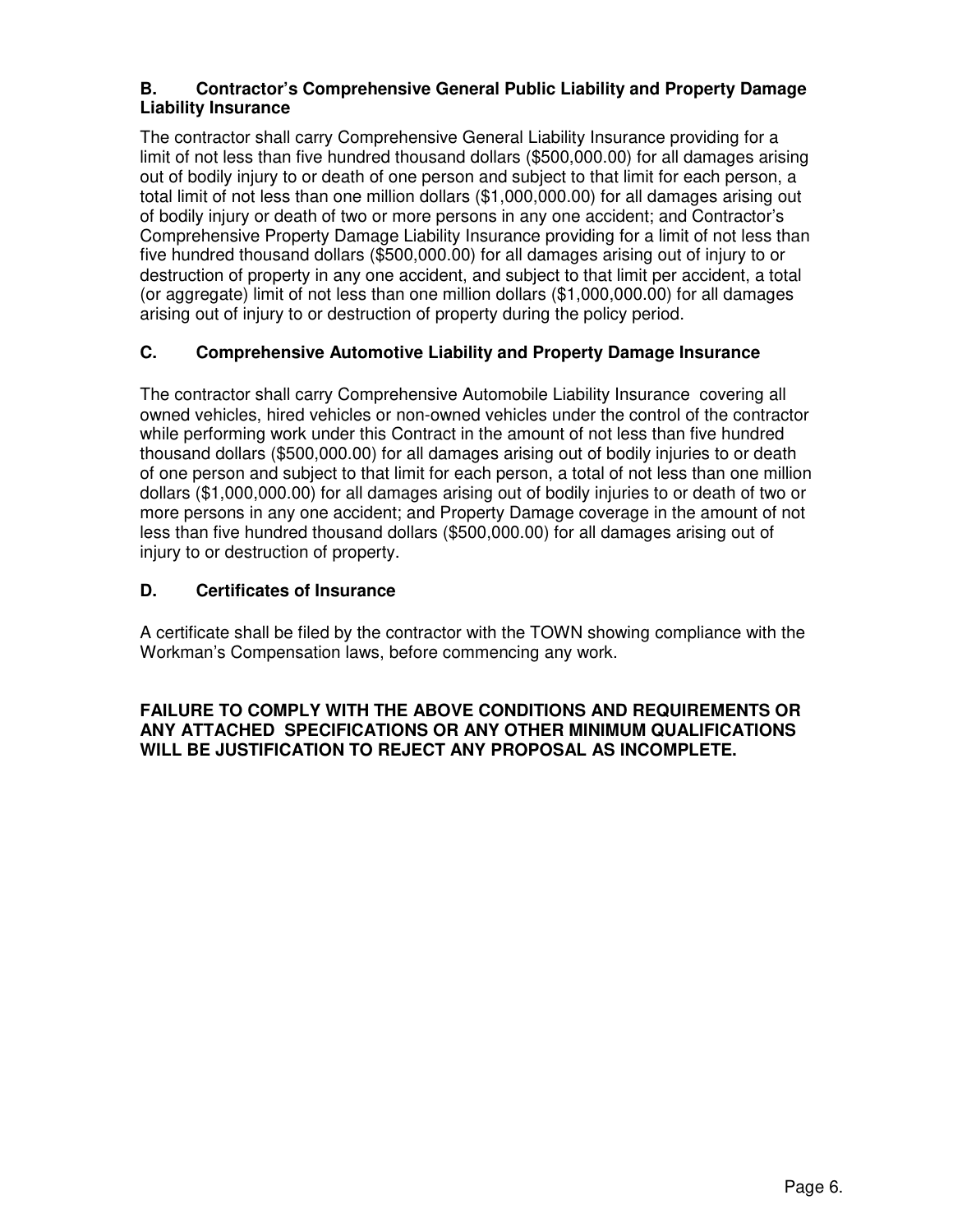### B. Contractor's Comprehensive General Public Liability and Property Damage Liability Insurance

The contractor shall carry Comprehensive General Liability Insurance providing for a limit of not less than five hundred thousand dollars ($500,000.00) for all damages arising out of bodily injury to or death of one person and subject to that limit for each person, a total limit of not less than one million dollars ($1,000,000.00) for all damages arising out of bodily injury or death of two or more persons in any one accident; and Contractor's Comprehensive Property Damage Liability Insurance providing for a limit of not less than five hundred thousand dollars ($500,000.00) for all damages arising out of injury to or destruction of property in any one accident, and subject to that limit per accident, a total (or aggregate) limit of not less than one million dollars ($1,000,000.00) for all damages arising out of injury to or destruction of property during the policy period.

### C. Comprehensive Automotive Liability and Property Damage Insurance

The contractor shall carry Comprehensive Automobile Liability Insurance covering all owned vehicles, hired vehicles or non-owned vehicles under the control of the contractor while performing work under this Contract in the amount of not less than five hundred thousand dollars ($500,000.00) for all damages arising out of bodily injuries to or death of one person and subject to that limit for each person, a total of not less than one million dollars ($1,000,000.00) for all damages arising out of bodily injuries to or death of two or more persons in any one accident; and Property Damage coverage in the amount of not less than five hundred thousand dollars ($500,000.00) for all damages arising out of injury to or destruction of property.

### D. Certificates of Insurance

A certificate shall be filed by the contractor with the TOWN showing compliance with the Workman's Compensation laws, before commencing any work.

**FAILURE TO COMPLY WITH THE ABOVE CONDITIONS AND REQUIREMENTS OR ANY ATTACHED SPECIFICATIONS OR ANY OTHER MINIMUM QUALIFICATIONS WILL BE JUSTIFICATION TO REJECT ANY PROPOSAL AS INCOMPLETE.**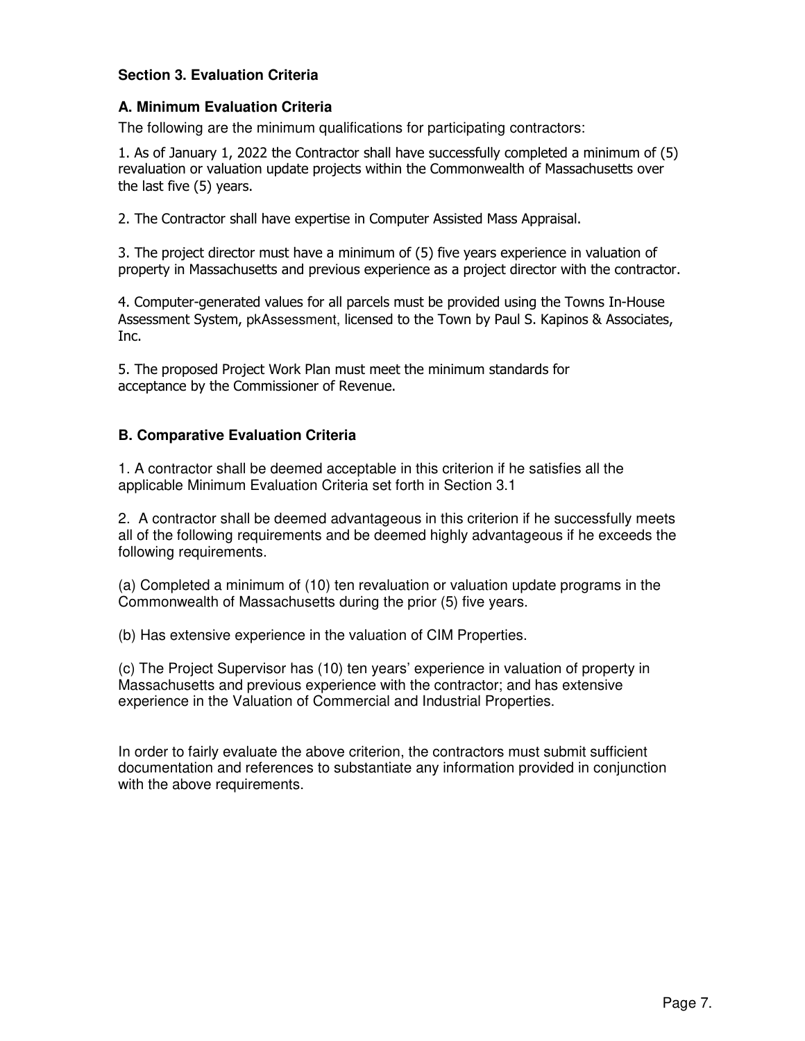### Section 3. Evaluation Criteria

#### A. Minimum Evaluation Criteria

The following are the minimum qualifications for participating contractors:

1. As of January 1, 2022 the Contractor shall have successfully completed a minimum of (5) revaluation or valuation update projects within the Commonwealth of Massachusetts over the last five (5) years.

2. The Contractor shall have expertise in Computer Assisted Mass Appraisal.

3. The project director must have a minimum of (5) five years experience in valuation of property in Massachusetts and previous experience as a project director with the contractor.

4. Computer-generated values for all parcels must be provided using the Towns In-House Assessment System, pkAssessment, licensed to the Town by Paul S. Kapinos & Associates, Inc.

5. The proposed Project Work Plan must meet the minimum standards for acceptance by the Commissioner of Revenue.

#### B. Comparative Evaluation Criteria

1. A contractor shall be deemed acceptable in this criterion if he satisfies all the applicable Minimum Evaluation Criteria set forth in Section 3.1

2. A contractor shall be deemed advantageous in this criterion if he successfully meets all of the following requirements and be deemed highly advantageous if he exceeds the following requirements.

(a) Completed a minimum of (10) ten revaluation or valuation update programs in the Commonwealth of Massachusetts during the prior (5) five years.

(b) Has extensive experience in the valuation of CIM Properties.

(c) The Project Supervisor has (10) ten years' experience in valuation of property in Massachusetts and previous experience with the contractor; and has extensive experience in the Valuation of Commercial and Industrial Properties.

In order to fairly evaluate the above criterion, the contractors must submit sufficient documentation and references to substantiate any information provided in conjunction with the above requirements.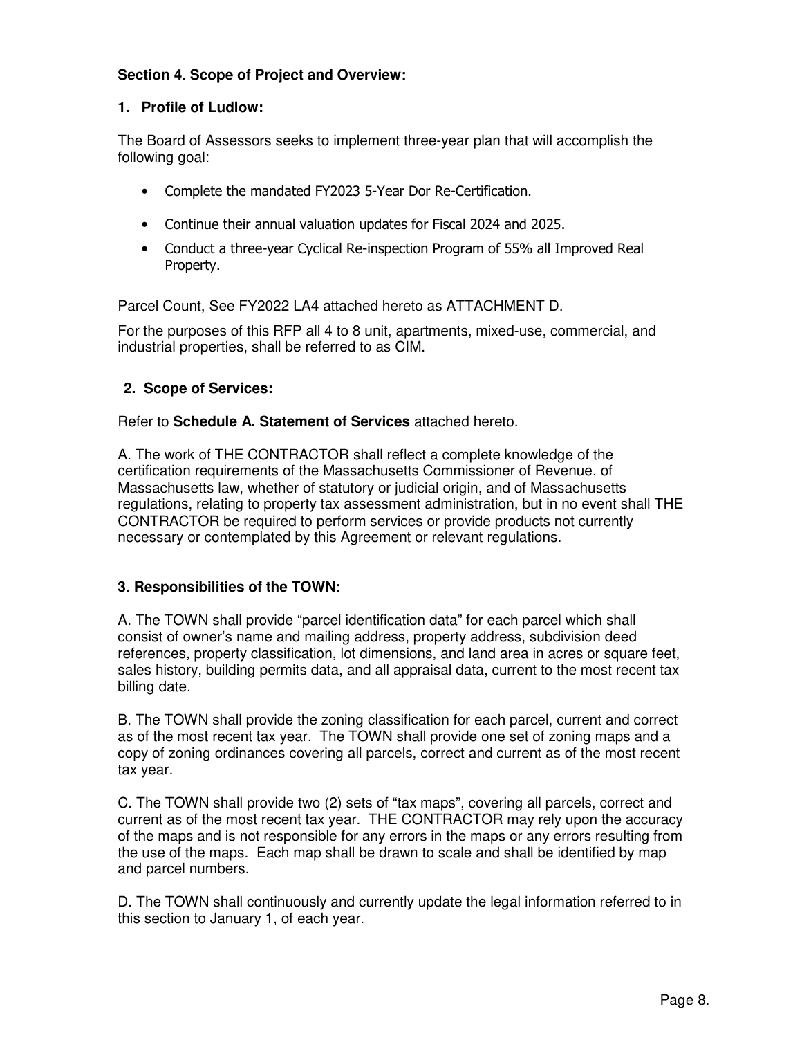**Section 4. Scope of Project and Overview:**

**1. Profile of Ludlow:**

The Board of Assessors seeks to implement three-year plan that will accomplish the following goal:

- Complete the mandated FY2023 5-Year Dor Re-Certification.
- Continue their annual valuation updates for Fiscal 2024 and 2025.
- Conduct a three-year Cyclical Re-inspection Program of 55% all Improved Real Property.

Parcel Count, See FY2022 LA4 attached hereto as ATTACHMENT D.

For the purposes of this RFP all 4 to 8 unit, apartments, mixed-use, commercial, and industrial properties, shall be referred to as CIM.

**2. Scope of Services:**

Refer to **Schedule A. Statement of Services** attached hereto.

A. The work of THE CONTRACTOR shall reflect a complete knowledge of the certification requirements of the Massachusetts Commissioner of Revenue, of Massachusetts law, whether of statutory or judicial origin, and of Massachusetts regulations, relating to property tax assessment administration, but in no event shall THE CONTRACTOR be required to perform services or provide products not currently necessary or contemplated by this Agreement or relevant regulations.

**3. Responsibilities of the TOWN:**

A. The TOWN shall provide "parcel identification data" for each parcel which shall consist of owner's name and mailing address, property address, subdivision deed references, property classification, lot dimensions, and land area in acres or square feet, sales history, building permits data, and all appraisal data, current to the most recent tax billing date.

B. The TOWN shall provide the zoning classification for each parcel, current and correct as of the most recent tax year. The TOWN shall provide one set of zoning maps and a copy of zoning ordinances covering all parcels, correct and current as of the most recent tax year.

C. The TOWN shall provide two (2) sets of "tax maps", covering all parcels, correct and current as of the most recent tax year. THE CONTRACTOR may rely upon the accuracy of the maps and is not responsible for any errors in the maps or any errors resulting from the use of the maps. Each map shall be drawn to scale and shall be identified by map and parcel numbers.

D. The TOWN shall continuously and currently update the legal information referred to in this section to January 1, of each year.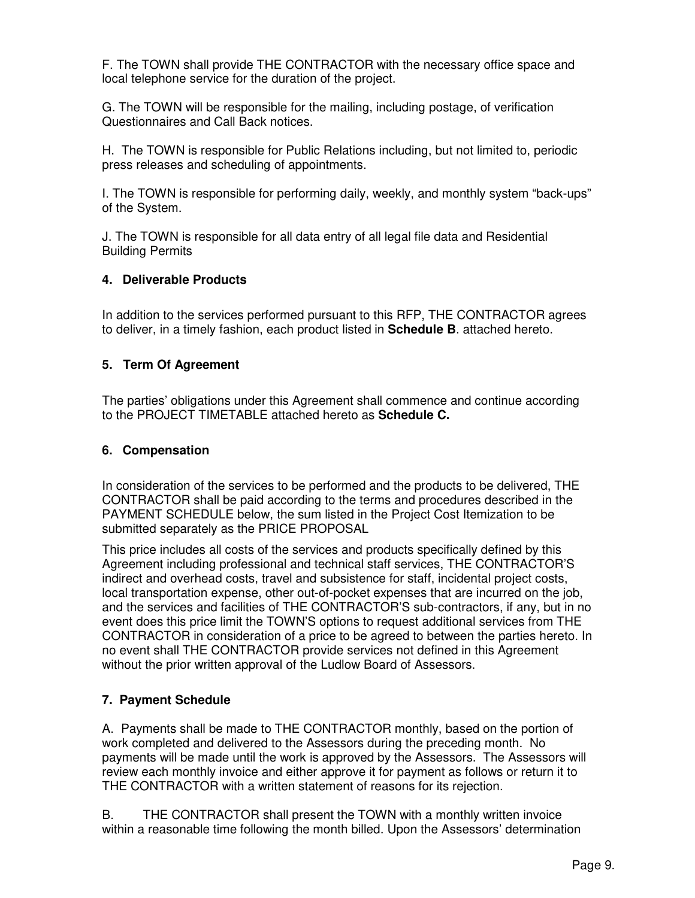F. The TOWN shall provide THE CONTRACTOR with the necessary office space and local telephone service for the duration of the project.

G. The TOWN will be responsible for the mailing, including postage, of verification Questionnaires and Call Back notices.

H. The TOWN is responsible for Public Relations including, but not limited to, periodic press releases and scheduling of appointments.

I. The TOWN is responsible for performing daily, weekly, and monthly system "back-ups" of the System.

J. The TOWN is responsible for all data entry of all legal file data and Residential Building Permits

### 4. Deliverable Products

In addition to the services performed pursuant to this RFP, THE CONTRACTOR agrees to deliver, in a timely fashion, each product listed in **Schedule B**. attached hereto.

### 5. Term Of Agreement

The parties' obligations under this Agreement shall commence and continue according to the PROJECT TIMETABLE attached hereto as **Schedule C.**

### 6. Compensation

In consideration of the services to be performed and the products to be delivered, THE CONTRACTOR shall be paid according to the terms and procedures described in the PAYMENT SCHEDULE below, the sum listed in the Project Cost Itemization to be submitted separately as the PRICE PROPOSAL

This price includes all costs of the services and products specifically defined by this Agreement including professional and technical staff services, THE CONTRACTOR'S indirect and overhead costs, travel and subsistence for staff, incidental project costs, local transportation expense, other out-of-pocket expenses that are incurred on the job, and the services and facilities of THE CONTRACTOR'S sub-contractors, if any, but in no event does this price limit the TOWN'S options to request additional services from THE CONTRACTOR in consideration of a price to be agreed to between the parties hereto. In no event shall THE CONTRACTOR provide services not defined in this Agreement without the prior written approval of the Ludlow Board of Assessors.

### 7. Payment Schedule

A. Payments shall be made to THE CONTRACTOR monthly, based on the portion of work completed and delivered to the Assessors during the preceding month. No payments will be made until the work is approved by the Assessors. The Assessors will review each monthly invoice and either approve it for payment as follows or return it to THE CONTRACTOR with a written statement of reasons for its rejection.

B. THE CONTRACTOR shall present the TOWN with a monthly written invoice within a reasonable time following the month billed. Upon the Assessors' determination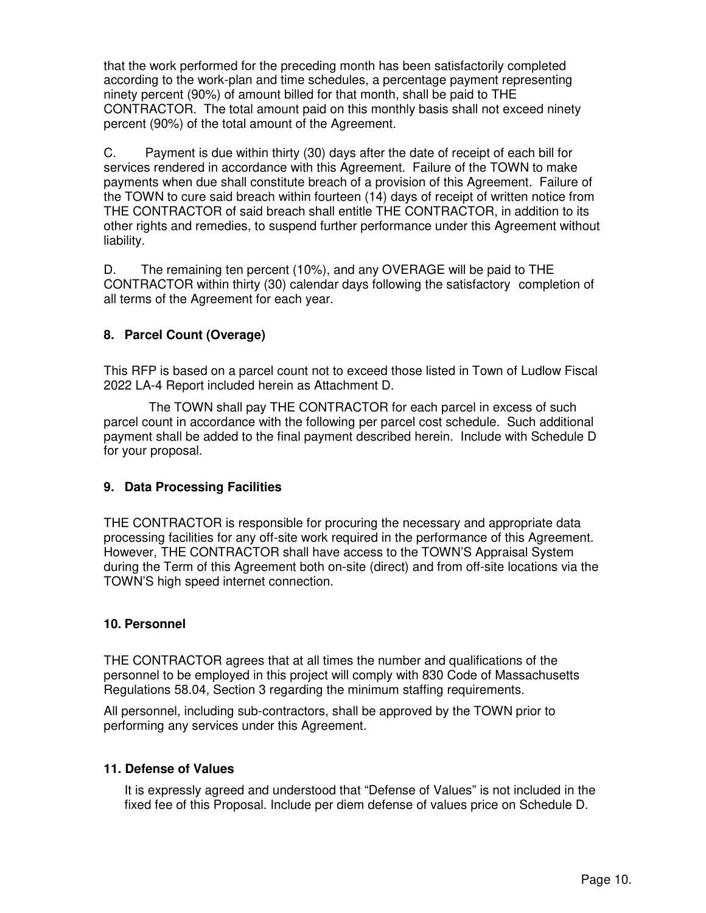that the work performed for the preceding month has been satisfactorily completed according to the work-plan and time schedules, a percentage payment representing ninety percent (90%) of amount billed for that month, shall be paid to THE CONTRACTOR. The total amount paid on this monthly basis shall not exceed ninety percent (90%) of the total amount of the Agreement.

C. Payment is due within thirty (30) days after the date of receipt of each bill for services rendered in accordance with this Agreement. Failure of the TOWN to make payments when due shall constitute breach of a provision of this Agreement. Failure of the TOWN to cure said breach within fourteen (14) days of receipt of written notice from THE CONTRACTOR of said breach shall entitle THE CONTRACTOR, in addition to its other rights and remedies, to suspend further performance under this Agreement without liability.

D. The remaining ten percent (10%), and any OVERAGE will be paid to THE CONTRACTOR within thirty (30) calendar days following the satisfactory completion of all terms of the Agreement for each year.

### 8. Parcel Count (Overage)

This RFP is based on a parcel count not to exceed those listed in Town of Ludlow Fiscal 2022 LA-4 Report included herein as Attachment D.

The TOWN shall pay THE CONTRACTOR for each parcel in excess of such parcel count in accordance with the following per parcel cost schedule. Such additional payment shall be added to the final payment described herein. Include with Schedule D for your proposal.

### 9. Data Processing Facilities

THE CONTRACTOR is responsible for procuring the necessary and appropriate data processing facilities for any off-site work required in the performance of this Agreement. However, THE CONTRACTOR shall have access to the TOWN'S Appraisal System during the Term of this Agreement both on-site (direct) and from off-site locations via the TOWN'S high speed internet connection.

### 10. Personnel

THE CONTRACTOR agrees that at all times the number and qualifications of the personnel to be employed in this project will comply with 830 Code of Massachusetts Regulations 58.04, Section 3 regarding the minimum staffing requirements.

All personnel, including sub-contractors, shall be approved by the TOWN prior to performing any services under this Agreement.

### 11. Defense of Values

It is expressly agreed and understood that "Defense of Values" is not included in the fixed fee of this Proposal. Include per diem defense of values price on Schedule D.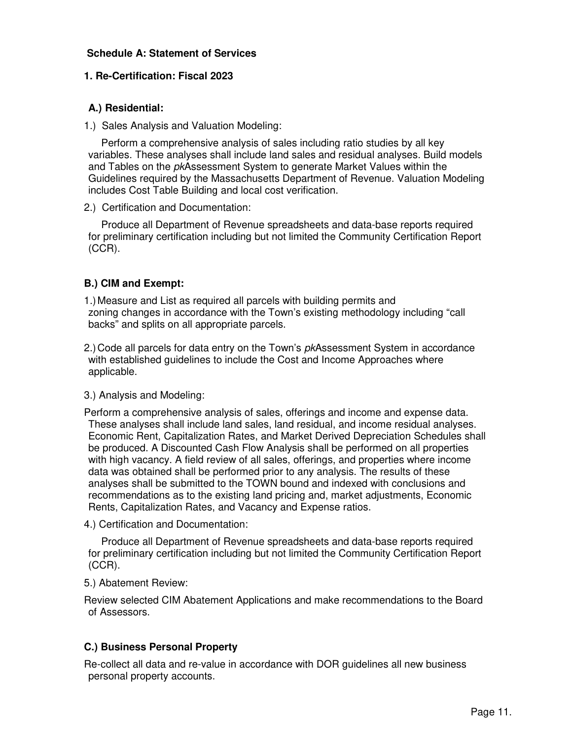**Schedule A: Statement of Services**

**1. Re-Certification: Fiscal 2023**

**A.) Residential:**

1.) Sales Analysis and Valuation Modeling:

Perform a comprehensive analysis of sales including ratio studies by all key variables. These analyses shall include land sales and residual analyses. Build models and Tables on the *pk*Assessment System to generate Market Values within the Guidelines required by the Massachusetts Department of Revenue. Valuation Modeling includes Cost Table Building and local cost verification.

2.) Certification and Documentation:

Produce all Department of Revenue spreadsheets and data-base reports required for preliminary certification including but not limited the Community Certification Report (CCR).

**B.) CIM and Exempt:**

1.) Measure and List as required all parcels with building permits and zoning changes in accordance with the Town's existing methodology including "call backs" and splits on all appropriate parcels.

2.) Code all parcels for data entry on the Town's *pk*Assessment System in accordance with established guidelines to include the Cost and Income Approaches where applicable.

3.) Analysis and Modeling:

Perform a comprehensive analysis of sales, offerings and income and expense data. These analyses shall include land sales, land residual, and income residual analyses. Economic Rent, Capitalization Rates, and Market Derived Depreciation Schedules shall be produced. A Discounted Cash Flow Analysis shall be performed on all properties with high vacancy. A field review of all sales, offerings, and properties where income data was obtained shall be performed prior to any analysis. The results of these analyses shall be submitted to the TOWN bound and indexed with conclusions and recommendations as to the existing land pricing and, market adjustments, Economic Rents, Capitalization Rates, and Vacancy and Expense ratios.

4.) Certification and Documentation:

Produce all Department of Revenue spreadsheets and data-base reports required for preliminary certification including but not limited the Community Certification Report (CCR).

5.) Abatement Review:

Review selected CIM Abatement Applications and make recommendations to the Board of Assessors.

**C.) Business Personal Property**

Re-collect all data and re-value in accordance with DOR guidelines all new business personal property accounts.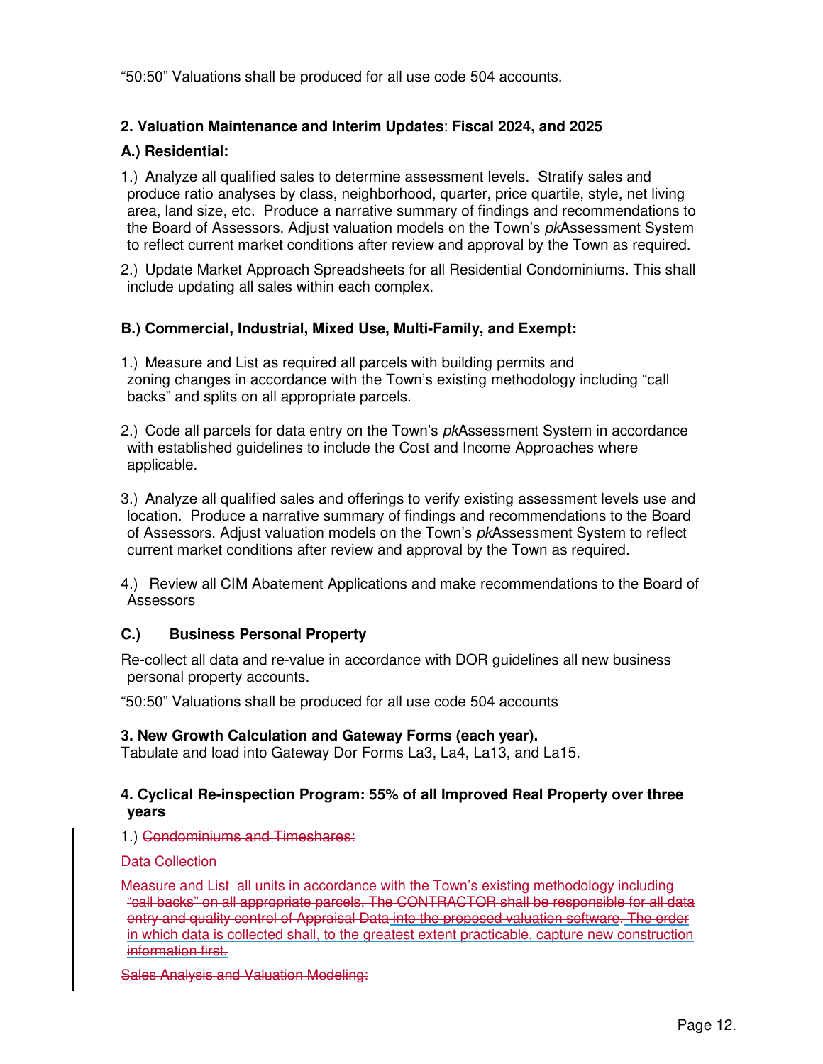"50:50" Valuations shall be produced for all use code 504 accounts.

**2. Valuation Maintenance and Interim Updates**: **Fiscal 2024, and 2025**

**A.) Residential:**

1.) Analyze all qualified sales to determine assessment levels. Stratify sales and produce ratio analyses by class, neighborhood, quarter, price quartile, style, net living area, land size, etc. Produce a narrative summary of findings and recommendations to the Board of Assessors. Adjust valuation models on the Town's *pk*Assessment System to reflect current market conditions after review and approval by the Town as required.

2.) Update Market Approach Spreadsheets for all Residential Condominiums. This shall include updating all sales within each complex.

**B.) Commercial, Industrial, Mixed Use, Multi-Family, and Exempt:**

1.) Measure and List as required all parcels with building permits and zoning changes in accordance with the Town's existing methodology including "call backs" and splits on all appropriate parcels.

2.) Code all parcels for data entry on the Town's *pk*Assessment System in accordance with established guidelines to include the Cost and Income Approaches where applicable.

3.) Analyze all qualified sales and offerings to verify existing assessment levels use and location. Produce a narrative summary of findings and recommendations to the Board of Assessors. Adjust valuation models on the Town's *pk*Assessment System to reflect current market conditions after review and approval by the Town as required.

4.) Review all CIM Abatement Applications and make recommendations to the Board of Assessors

**C.) Business Personal Property**

Re-collect all data and re-value in accordance with DOR guidelines all new business personal property accounts.

"50:50" Valuations shall be produced for all use code 504 accounts

**3. New Growth Calculation and Gateway Forms (each year).**
Tabulate and load into Gateway Dor Forms La3, La4, La13, and La15.

**4. Cyclical Re-inspection Program: 55% of all Improved Real Property over three years**

1.) ~~Condominiums and Timeshares:~~

~~Data Collection~~

~~Measure and List all units in accordance with the Town's existing methodology including "call backs" on all appropriate parcels. The CONTRACTOR shall be responsible for all data entry and quality control of Appraisal Data into the proposed valuation software. The order in which data is collected shall, to the greatest extent practicable, capture new construction information first.~~

~~Sales Analysis and Valuation Modeling:~~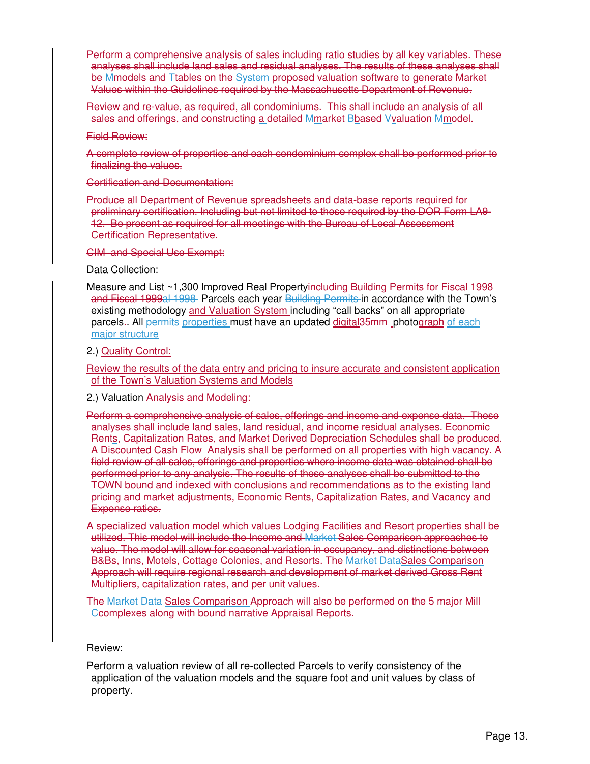~~Perform a comprehensive analysis of sales including ratio studies by all key variables. These analyses shall include land sales and residual analyses. The results of these analyses shall be Mmodels and Ttables on the System proposed valuation software to generate Market Values within the Guidelines required by the Massachusetts Department of Revenue.~~

~~Review and re-value, as required, all condominiums. This shall include an analysis of all sales and offerings, and constructing a detailed Mmarket Bbased Vvaluation Mmodel.~~

~~Field Review:~~

~~A complete review of properties and each condominium complex shall be performed prior to finalizing the values.~~

~~Certification and Documentation:~~

~~Produce all Department of Revenue spreadsheets and data-base reports required for preliminary certification. Including but not limited to those required by the DOR Form LA9-12. Be present as required for all meetings with the Bureau of Local Assessment Certification Representative.~~

~~CIM and Special Use Exempt:~~

Data Collection:

Measure and List ~1,300 Improved Real Property~~including Building Permits for Fiscal 1998 and Fiscal 1999al 1998~~ Parcels each year ~~Building Permits~~ in accordance with the Town's existing methodology and Valuation System including "call backs" on all appropriate parcels~~.~~. All ~~permits~~ properties must have an updated digital~~35mm~~ photograph of each major structure

2.) Quality Control:

Review the results of the data entry and pricing to insure accurate and consistent application of the Town's Valuation Systems and Models

2.) Valuation ~~Analysis and Modeling:~~

~~Perform a comprehensive analysis of sales, offerings and income and expense data. These analyses shall include land sales, land residual, and income residual analyses. Economic Rents, Capitalization Rates, and Market Derived Depreciation Schedules shall be produced. A Discounted Cash Flow Analysis shall be performed on all properties with high vacancy. A field review of all sales, offerings and properties where income data was obtained shall be performed prior to any analysis. The results of these analyses shall be submitted to the TOWN bound and indexed with conclusions and recommendations as to the existing land pricing and market adjustments, Economic Rents, Capitalization Rates, and Vacancy and Expense ratios.~~

~~A specialized valuation model which values Lodging Facilities and Resort properties shall be utilized. This model will include the Income and Market Sales Comparison approaches to value. The model will allow for seasonal variation in occupancy, and distinctions between B&Bs, Inns, Motels, Cottage Colonies, and Resorts. The Market DataSales Comparison Approach will require regional research and development of market derived Gross Rent Multipliers, capitalization rates, and per unit values.~~

~~The Market Data Sales Comparison Approach will also be performed on the 5 major Mill Ccomplexes along with bound narrative Appraisal Reports.~~

Review:

Perform a valuation review of all re-collected Parcels to verify consistency of the application of the valuation models and the square foot and unit values by class of property.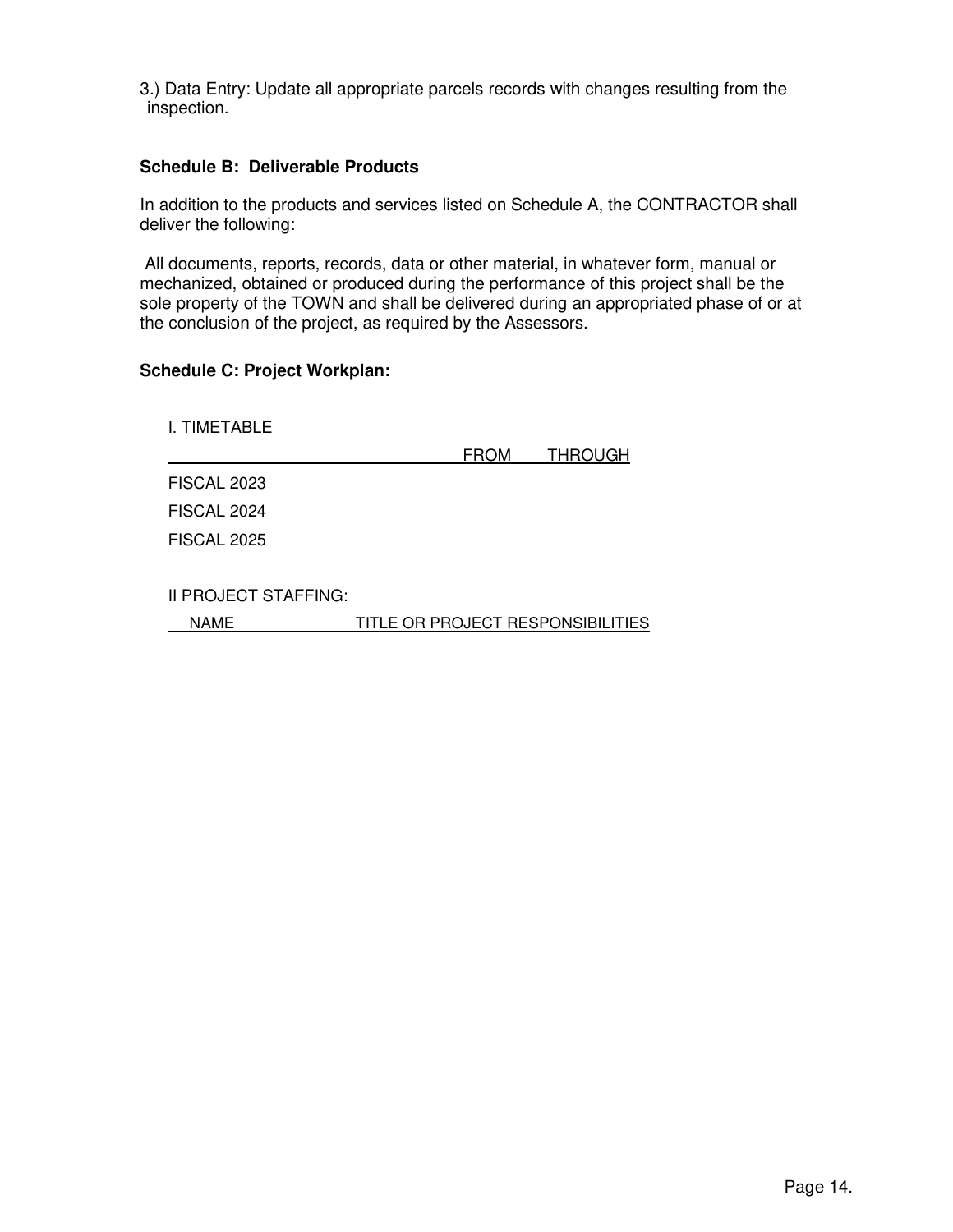3.) Data Entry: Update all appropriate parcels records with changes resulting from the inspection.

**Schedule B: Deliverable Products**

In addition to the products and services listed on Schedule A, the CONTRACTOR shall deliver the following:

All documents, reports, records, data or other material, in whatever form, manual or mechanized, obtained or produced during the performance of this project shall be the sole property of the TOWN and shall be delivered during an appropriated phase of or at the conclusion of the project, as required by the Assessors.

**Schedule C: Project Workplan:**

I. TIMETABLE

| | FROM | THROUGH |
|---|---|---|
| FISCAL 2023 | | |
| FISCAL 2024 | | |
| FISCAL 2025 | | |

II PROJECT STAFFING:

| NAME | TITLE OR PROJECT RESPONSIBILITIES |
|---|---|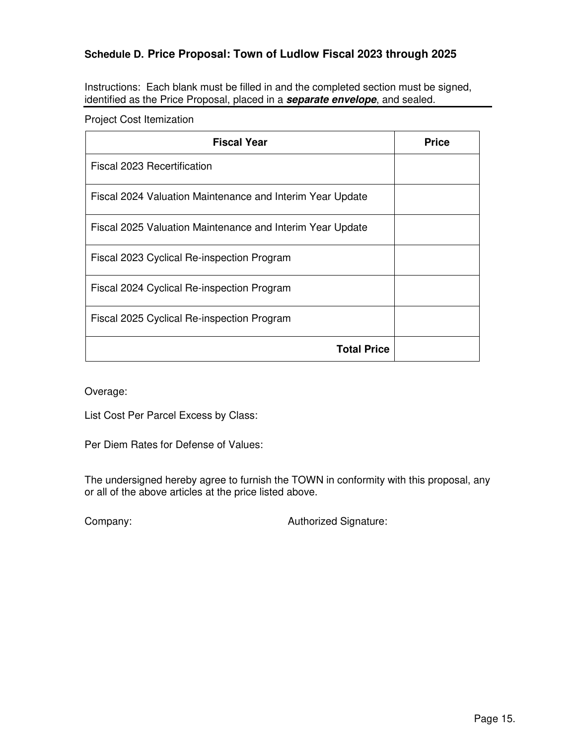### Schedule D. Price Proposal: Town of Ludlow Fiscal 2023 through 2025

Instructions: Each blank must be filled in and the completed section must be signed, identified as the Price Proposal, placed in a ***separate envelope***, and sealed.

Project Cost Itemization

| Fiscal Year | Price |
|---|---|
| Fiscal 2023 Recertification | |
| Fiscal 2024 Valuation Maintenance and Interim Year Update | |
| Fiscal 2025 Valuation Maintenance and Interim Year Update | |
| Fiscal 2023 Cyclical Re-inspection Program | |
| Fiscal 2024 Cyclical Re-inspection Program | |
| Fiscal 2025 Cyclical Re-inspection Program | |
| **Total Price** | |

Overage:

List Cost Per Parcel Excess by Class:

Per Diem Rates for Defense of Values:

The undersigned hereby agree to furnish the TOWN in conformity with this proposal, any or all of the above articles at the price listed above.

Company: Authorized Signature: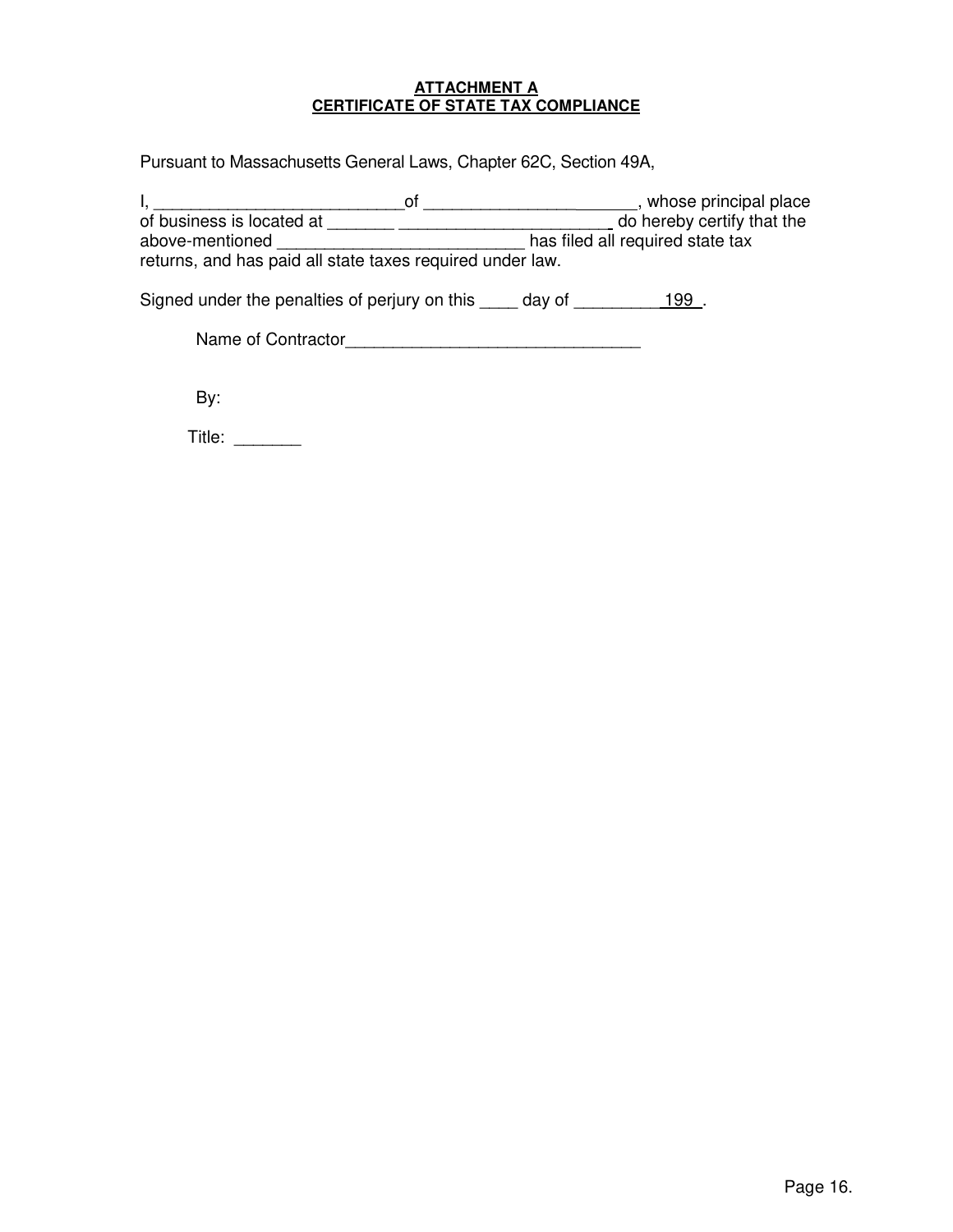**ATTACHMENT A**
**CERTIFICATE OF STATE TAX COMPLIANCE**

Pursuant to Massachusetts General Laws, Chapter 62C, Section 49A,

I, ___________________________of _______________________, whose principal place of business is located at _______ _______________________ do hereby certify that the above-mentioned ___________________________ has filed all required state tax returns, and has paid all state taxes required under law.

Signed under the penalties of perjury on this ____ day of __________199 .

Name of Contractor________________________________

By:

Title: _______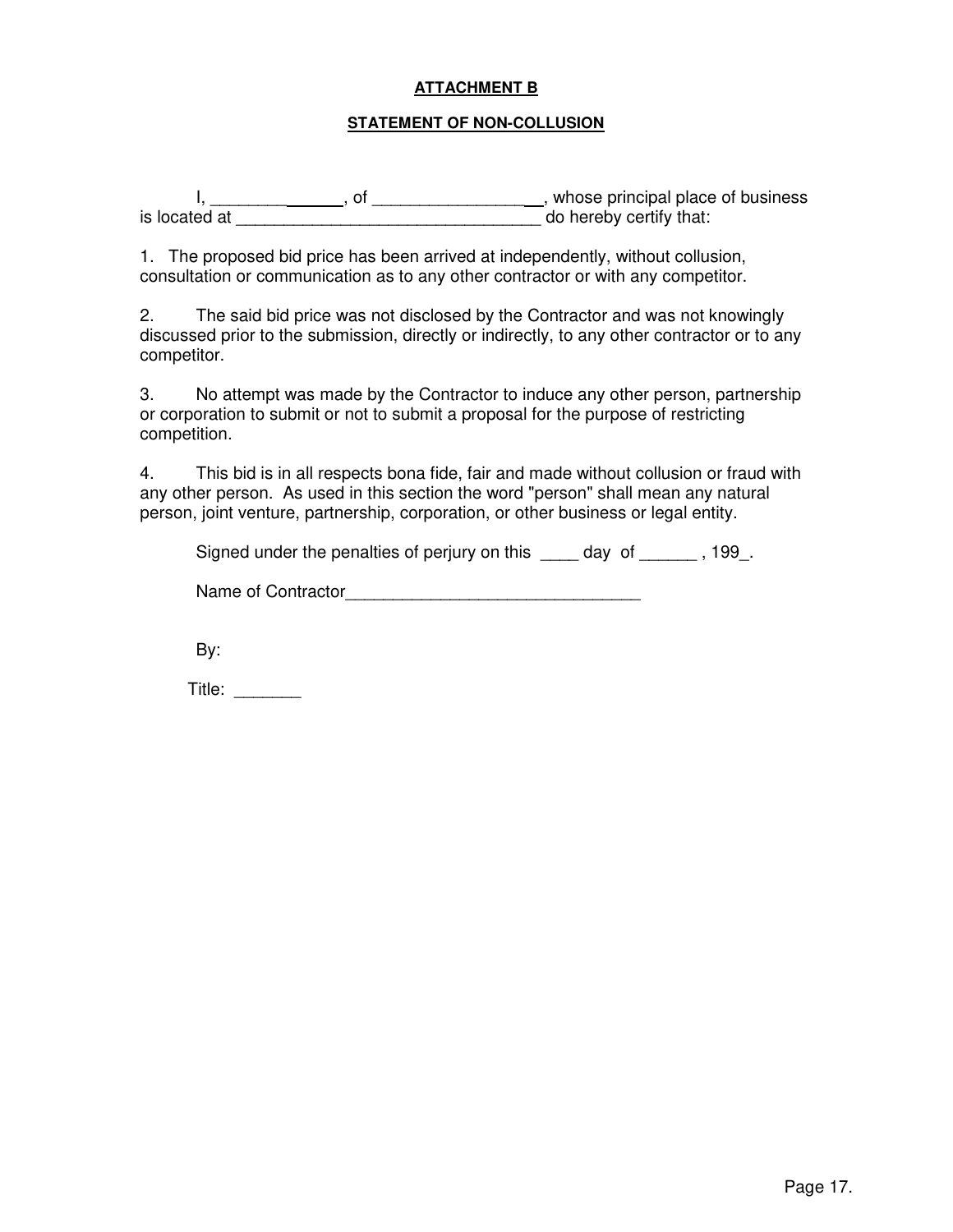**ATTACHMENT B**

**STATEMENT OF NON-COLLUSION**

I, _______________, of ___________________, whose principal place of business is located at _________________________________ do hereby certify that:

1. The proposed bid price has been arrived at independently, without collusion, consultation or communication as to any other contractor or with any competitor.

2. The said bid price was not disclosed by the Contractor and was not knowingly discussed prior to the submission, directly or indirectly, to any other contractor or to any competitor.

3. No attempt was made by the Contractor to induce any other person, partnership or corporation to submit or not to submit a proposal for the purpose of restricting competition.

4. This bid is in all respects bona fide, fair and made without collusion or fraud with any other person. As used in this section the word "person" shall mean any natural person, joint venture, partnership, corporation, or other business or legal entity.

Signed under the penalties of perjury on this ____ day of ______ , 199_.

Name of Contractor________________________________

By:

Title: _______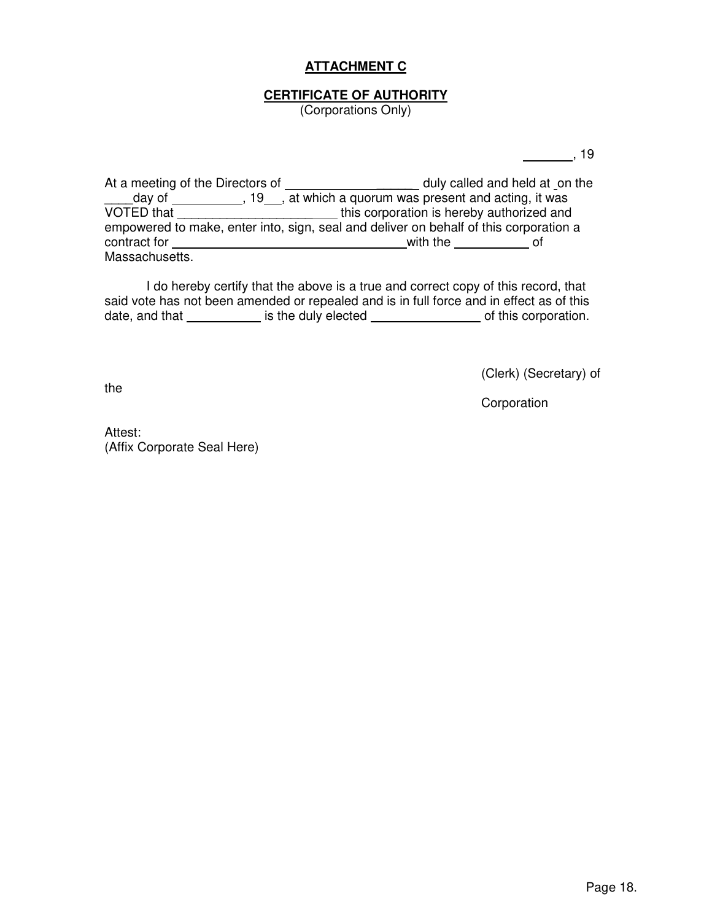**ATTACHMENT C**

**CERTIFICATE OF AUTHORITY**
(Corporations Only)

_______, 19

At a meeting of the Directors of ___________________ duly called and held at _on the ____day of __________, 19__, at which a quorum was present and acting, it was VOTED that ______________________ this corporation is hereby authorized and empowered to make, enter into, sign, seal and deliver on behalf of this corporation a contract for ________________________________ with the __________ of Massachusetts.

I do hereby certify that the above is a true and correct copy of this record, that said vote has not been amended or repealed and is in full force and in effect as of this date, and that __________ is the duly elected ______________ of this corporation.

(Clerk) (Secretary) of the Corporation

Attest:
(Affix Corporate Seal Here)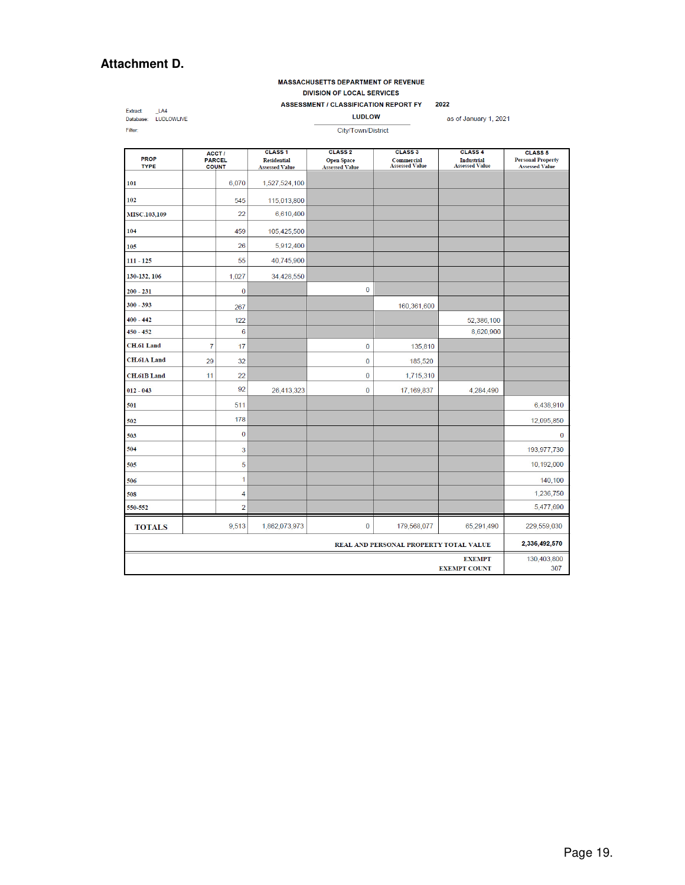## Attachment D.

MASSACHUSETTS DEPARTMENT OF REVENUE
DIVISION OF LOCAL SERVICES
ASSESSMENT / CLASSIFICATION REPORT FY 2022

Extract: _LA4
Database: LUDLOWLIVE
Filter:

LUDLOW
City/Town/District

as of January 1, 2021

| PROP TYPE | ACCT / PARCEL COUNT | | CLASS 1 Residential Assessed Value | CLASS 2 Open Space Assessed Value | CLASS 3 Commercial Assessed Value | CLASS 4 Industrial Assessed Value | CLASS 5 Personal Property Assessed Value |
|---|---|---|---|---|---|---|---|
| 101 | | 6,070 | 1,527,524,100 | | | | |
| 102 | | 545 | 115,013,800 | | | | |
| MISC.103,109 | | 22 | 6,610,400 | | | | |
| 104 | | 459 | 105,425,500 | | | | |
| 105 | | 26 | 5,912,400 | | | | |
| 111 - 125 | | 55 | 40,745,900 | | | | |
| 130-132, 106 | | 1,027 | 34,428,550 | | | | |
| 200 - 231 | | 0 | | 0 | | | |
| 300 - 393 | | 267 | | | 160,361,600 | | |
| 400 - 442 | | 122 | | | | 52,386,100 | |
| 450 - 452 | | 6 | | | | 8,620,900 | |
| CH.61 Land | 7 | 17 | | 0 | 135,810 | | |
| CH.61A Land | 29 | 32 | | 0 | 185,520 | | |
| CH.61B Land | 11 | 22 | | 0 | 1,715,310 | | |
| 012 - 043 | | 92 | 26,413,323 | 0 | 17,169,837 | 4,284,490 | |
| 501 | | 511 | | | | | 6,438,910 |
| 502 | | 178 | | | | | 12,095,850 |
| 503 | | 0 | | | | | 0 |
| 504 | | 3 | | | | | 193,977,730 |
| 505 | | 5 | | | | | 10,192,000 |
| 506 | | 1 | | | | | 140,100 |
| 508 | | 4 | | | | | 1,236,750 |
| 550-552 | | 2 | | | | | 5,477,690 |
| TOTALS | | 9,513 | 1,862,073,973 | 0 | 179,568,077 | 65,291,490 | 229,559,030 |
| | | | | | | REAL AND PERSONAL PROPERTY TOTAL VALUE | 2,336,492,570 |
| | | | | | | EXEMPT | 130,403,800 |
| | | | | | | EXEMPT COUNT | 307 |